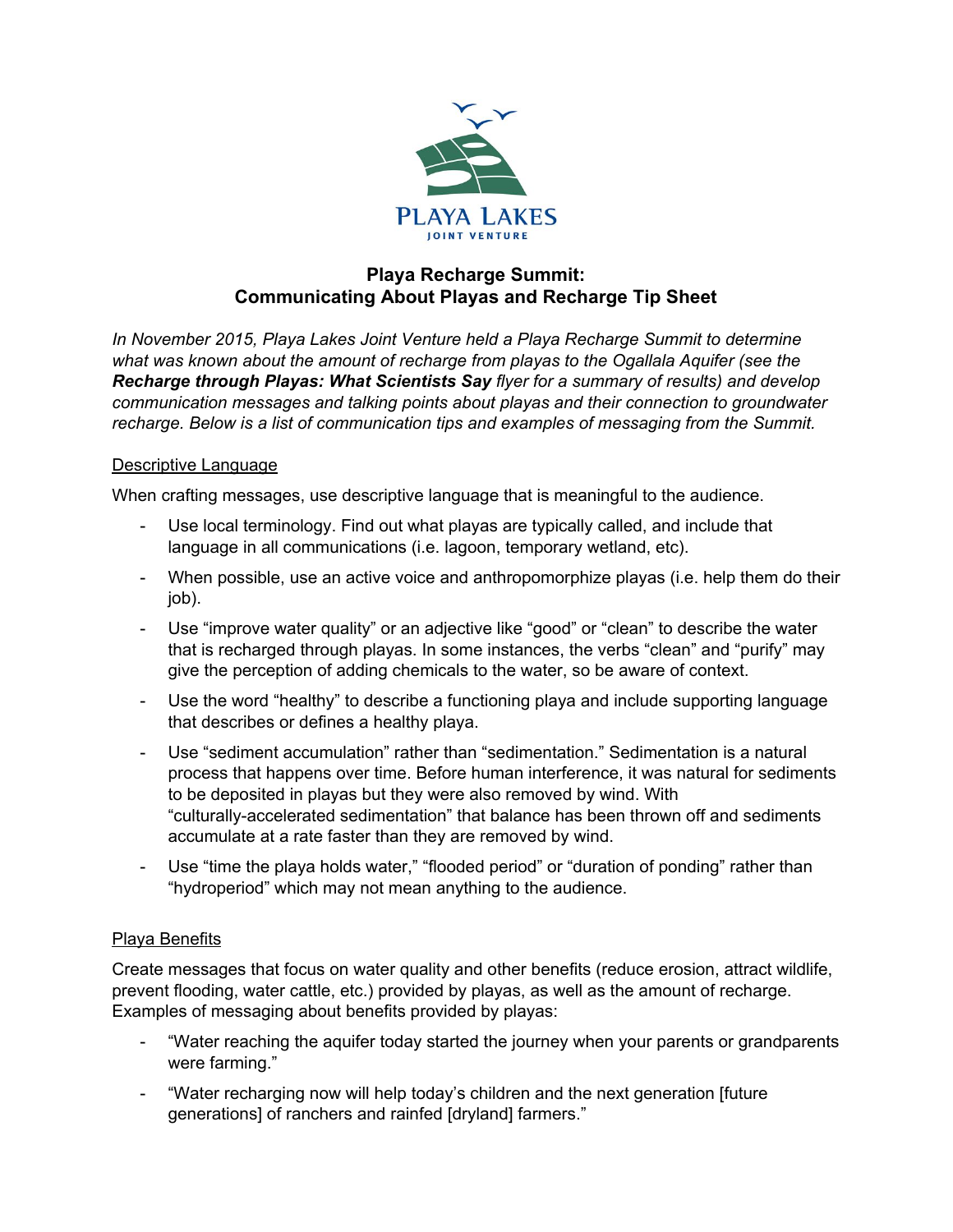PLAYA LAKES
JOINT VENTURE

# Playa Recharge Summit: Communicating About Playas and Recharge Tip Sheet

*In November 2015, Playa Lakes Joint Venture held a Playa Recharge Summit to determine what was known about the amount of recharge from playas to the Ogallala Aquifer (see the* ***Recharge through Playas: What Scientists Say*** *flyer for a summary of results) and develop communication messages and talking points about playas and their connection to groundwater recharge. Below is a list of communication tips and examples of messaging from the Summit.*

## Descriptive Language

When crafting messages, use descriptive language that is meaningful to the audience.

- Use local terminology. Find out what playas are typically called, and include that language in all communications (i.e. lagoon, temporary wetland, etc).
- When possible, use an active voice and anthropomorphize playas (i.e. help them do their job).
- Use "improve water quality" or an adjective like "good" or "clean" to describe the water that is recharged through playas. In some instances, the verbs "clean" and "purify" may give the perception of adding chemicals to the water, so be aware of context.
- Use the word "healthy" to describe a functioning playa and include supporting language that describes or defines a healthy playa.
- Use "sediment accumulation" rather than "sedimentation." Sedimentation is a natural process that happens over time. Before human interference, it was natural for sediments to be deposited in playas but they were also removed by wind. With "culturally-accelerated sedimentation" that balance has been thrown off and sediments accumulate at a rate faster than they are removed by wind.
- Use "time the playa holds water," "flooded period" or "duration of ponding" rather than "hydroperiod" which may not mean anything to the audience.

## Playa Benefits

Create messages that focus on water quality and other benefits (reduce erosion, attract wildlife, prevent flooding, water cattle, etc.) provided by playas, as well as the amount of recharge. Examples of messaging about benefits provided by playas:

- "Water reaching the aquifer today started the journey when your parents or grandparents were farming."
- "Water recharging now will help today's children and the next generation [future generations] of ranchers and rainfed [dryland] farmers."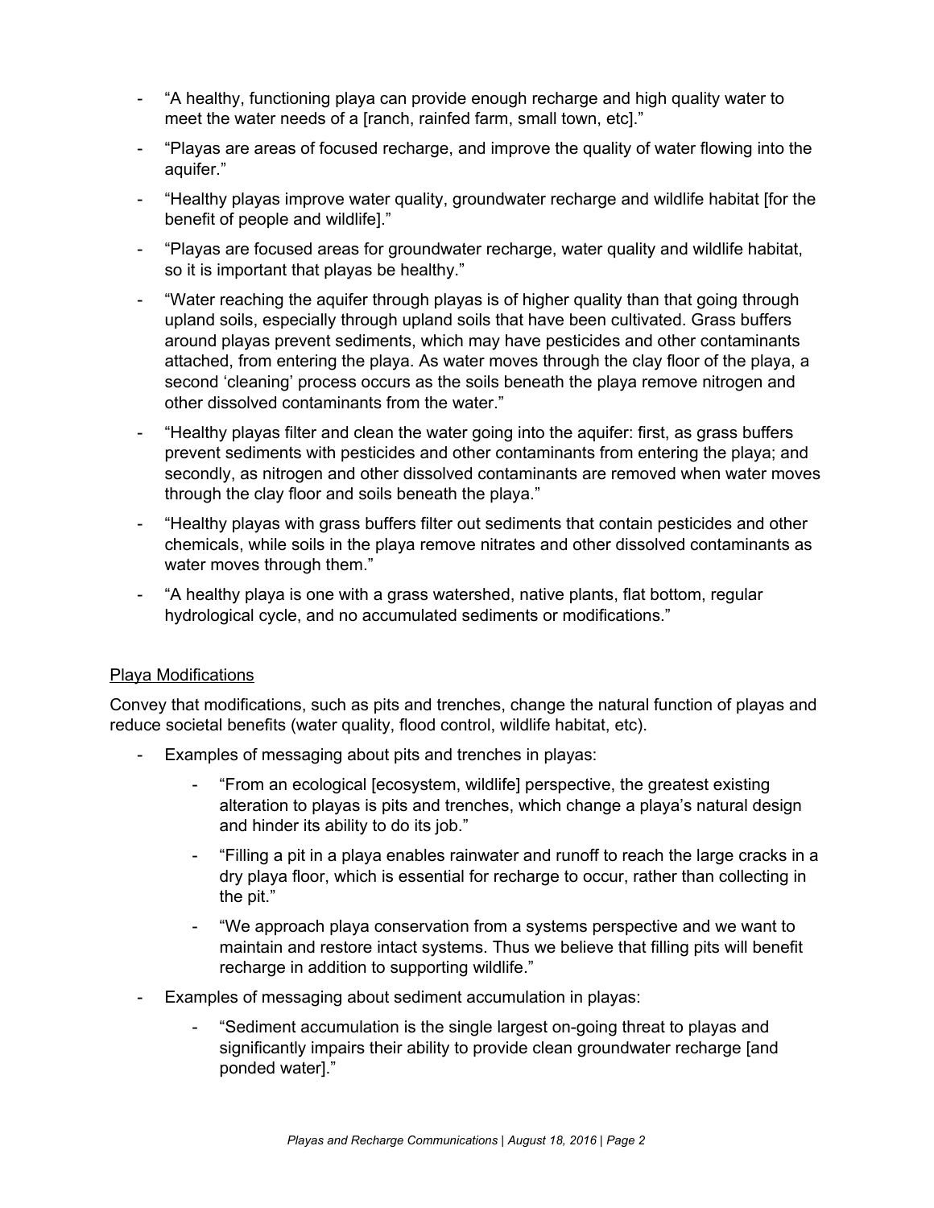- "A healthy, functioning playa can provide enough recharge and high quality water to meet the water needs of a [ranch, rainfed farm, small town, etc]."
- "Playas are areas of focused recharge, and improve the quality of water flowing into the aquifer."
- "Healthy playas improve water quality, groundwater recharge and wildlife habitat [for the benefit of people and wildlife]."
- "Playas are focused areas for groundwater recharge, water quality and wildlife habitat, so it is important that playas be healthy."
- "Water reaching the aquifer through playas is of higher quality than that going through upland soils, especially through upland soils that have been cultivated. Grass buffers around playas prevent sediments, which may have pesticides and other contaminants attached, from entering the playa. As water moves through the clay floor of the playa, a second 'cleaning' process occurs as the soils beneath the playa remove nitrogen and other dissolved contaminants from the water."
- "Healthy playas filter and clean the water going into the aquifer: first, as grass buffers prevent sediments with pesticides and other contaminants from entering the playa; and secondly, as nitrogen and other dissolved contaminants are removed when water moves through the clay floor and soils beneath the playa."
- "Healthy playas with grass buffers filter out sediments that contain pesticides and other chemicals, while soils in the playa remove nitrates and other dissolved contaminants as water moves through them."
- "A healthy playa is one with a grass watershed, native plants, flat bottom, regular hydrological cycle, and no accumulated sediments or modifications."

<u>Playa Modifications</u>

Convey that modifications, such as pits and trenches, change the natural function of playas and reduce societal benefits (water quality, flood control, wildlife habitat, etc).

- Examples of messaging about pits and trenches in playas:
    - "From an ecological [ecosystem, wildlife] perspective, the greatest existing alteration to playas is pits and trenches, which change a playa's natural design and hinder its ability to do its job."
    - "Filling a pit in a playa enables rainwater and runoff to reach the large cracks in a dry playa floor, which is essential for recharge to occur, rather than collecting in the pit."
    - "We approach playa conservation from a systems perspective and we want to maintain and restore intact systems. Thus we believe that filling pits will benefit recharge in addition to supporting wildlife."
- Examples of messaging about sediment accumulation in playas:
    - "Sediment accumulation is the single largest on-going threat to playas and significantly impairs their ability to provide clean groundwater recharge [and ponded water]."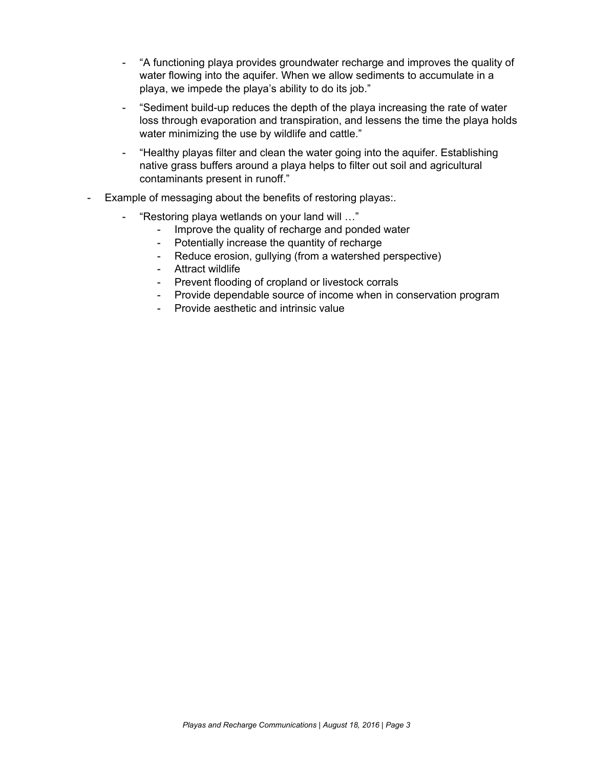- "A functioning playa provides groundwater recharge and improves the quality of water flowing into the aquifer. When we allow sediments to accumulate in a playa, we impede the playa's ability to do its job."
  - "Sediment build-up reduces the depth of the playa increasing the rate of water loss through evaporation and transpiration, and lessens the time the playa holds water minimizing the use by wildlife and cattle."
  - "Healthy playas filter and clean the water going into the aquifer. Establishing native grass buffers around a playa helps to filter out soil and agricultural contaminants present in runoff."
- Example of messaging about the benefits of restoring playas:.
  - "Restoring playa wetlands on your land will …"
    - Improve the quality of recharge and ponded water
    - Potentially increase the quantity of recharge
    - Reduce erosion, gullying (from a watershed perspective)
    - Attract wildlife
    - Prevent flooding of cropland or livestock corrals
    - Provide dependable source of income when in conservation program
    - Provide aesthetic and intrinsic value